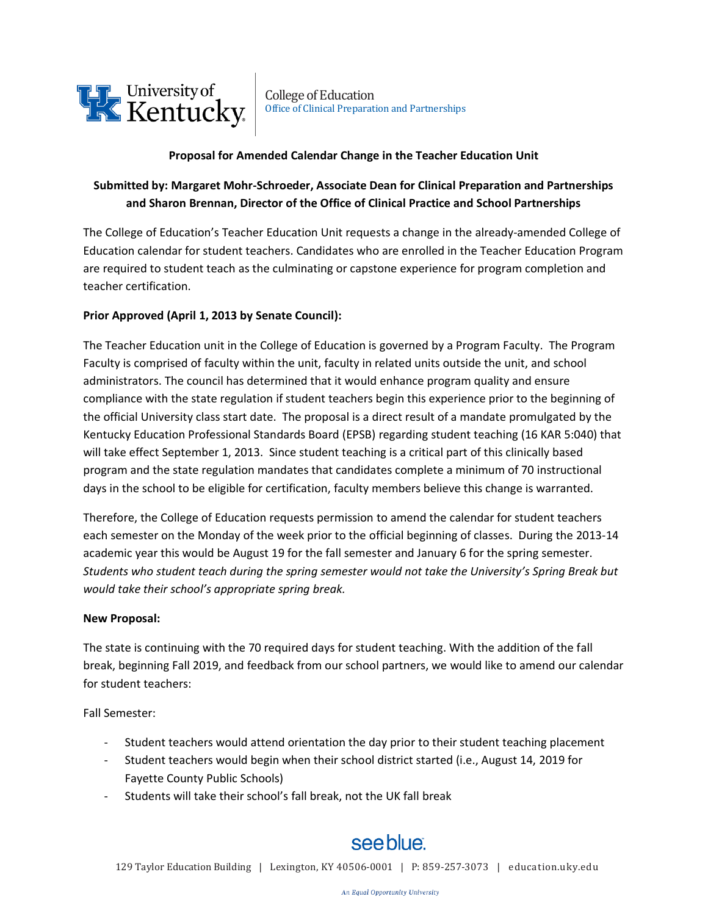University of Kentucky

College of Education
Office of Clinical Preparation and Partnerships

**Proposal for Amended Calendar Change in the Teacher Education Unit**

**Submitted by: Margaret Mohr-Schroeder, Associate Dean for Clinical Preparation and Partnerships and Sharon Brennan, Director of the Office of Clinical Practice and School Partnerships**

The College of Education's Teacher Education Unit requests a change in the already-amended College of Education calendar for student teachers. Candidates who are enrolled in the Teacher Education Program are required to student teach as the culminating or capstone experience for program completion and teacher certification.

**Prior Approved (April 1, 2013 by Senate Council):**

The Teacher Education unit in the College of Education is governed by a Program Faculty. The Program Faculty is comprised of faculty within the unit, faculty in related units outside the unit, and school administrators. The council has determined that it would enhance program quality and ensure compliance with the state regulation if student teachers begin this experience prior to the beginning of the official University class start date. The proposal is a direct result of a mandate promulgated by the Kentucky Education Professional Standards Board (EPSB) regarding student teaching (16 KAR 5:040) that will take effect September 1, 2013. Since student teaching is a critical part of this clinically based program and the state regulation mandates that candidates complete a minimum of 70 instructional days in the school to be eligible for certification, faculty members believe this change is warranted.

Therefore, the College of Education requests permission to amend the calendar for student teachers each semester on the Monday of the week prior to the official beginning of classes. During the 2013-14 academic year this would be August 19 for the fall semester and January 6 for the spring semester. *Students who student teach during the spring semester would not take the University's Spring Break but would take their school's appropriate spring break.*

**New Proposal:**

The state is continuing with the 70 required days for student teaching. With the addition of the fall break, beginning Fall 2019, and feedback from our school partners, we would like to amend our calendar for student teachers:

Fall Semester:

- Student teachers would attend orientation the day prior to their student teaching placement
- Student teachers would begin when their school district started (i.e., August 14, 2019 for Fayette County Public Schools)
- Students will take their school's fall break, not the UK fall break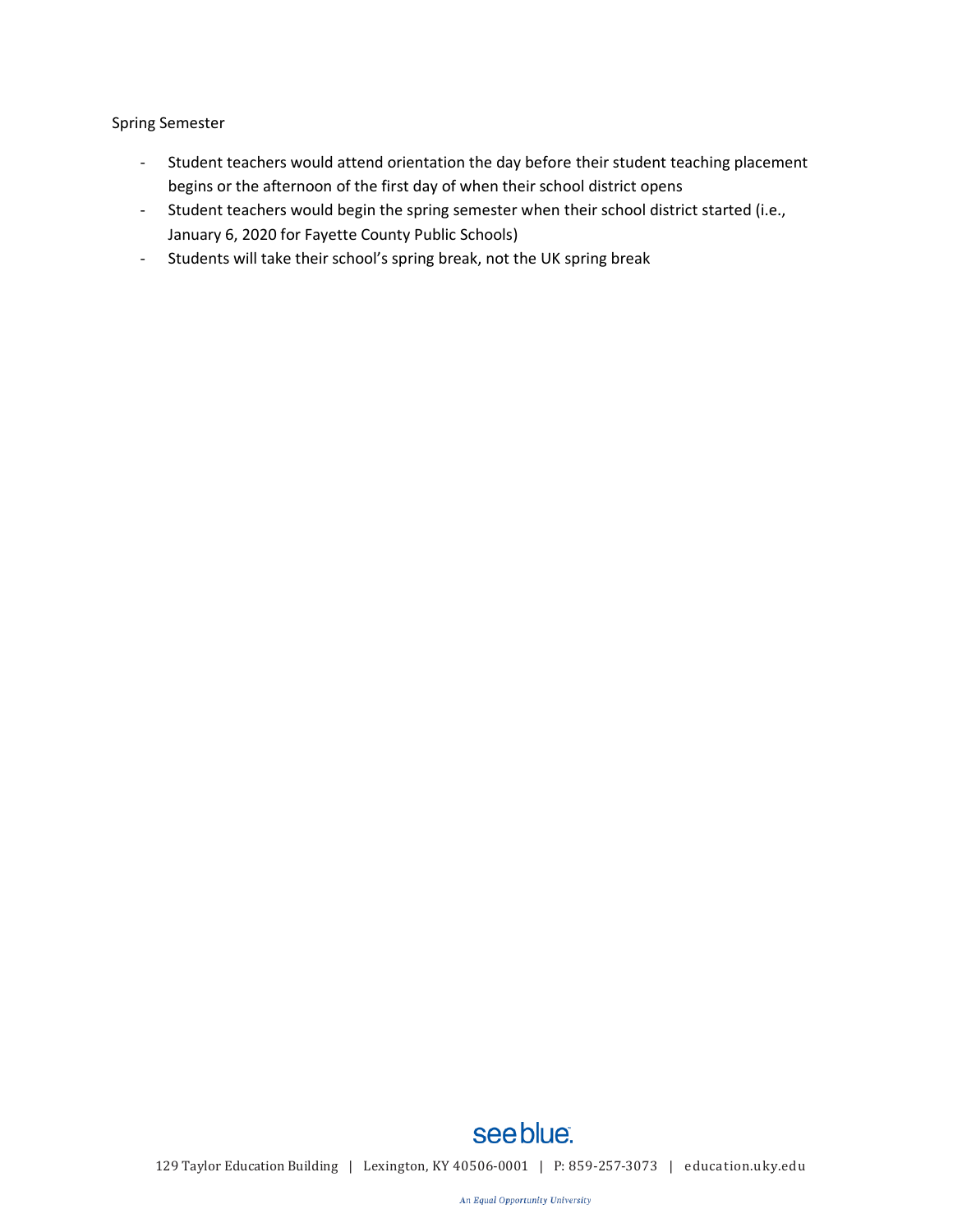Spring Semester

- Student teachers would attend orientation the day before their student teaching placement begins or the afternoon of the first day of when their school district opens
- Student teachers would begin the spring semester when their school district started (i.e., January 6, 2020 for Fayette County Public Schools)
- Students will take their school's spring break, not the UK spring break